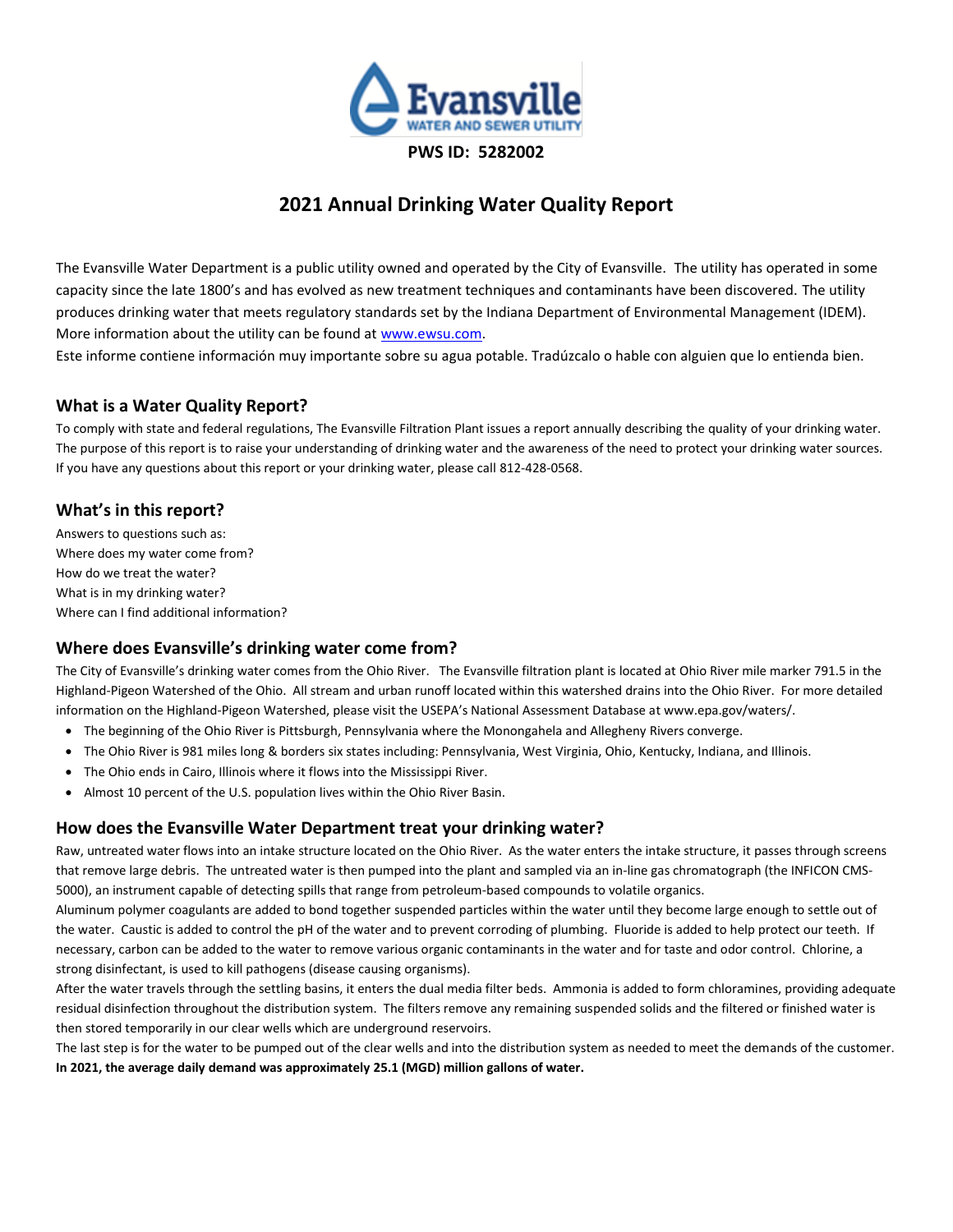**PWS ID: 5282002**

# 2021 Annual Drinking Water Quality Report

The Evansville Water Department is a public utility owned and operated by the City of Evansville. The utility has operated in some capacity since the late 1800's and has evolved as new treatment techniques and contaminants have been discovered. The utility produces drinking water that meets regulatory standards set by the Indiana Department of Environmental Management (IDEM). More information about the utility can be found at www.ewsu.com.

Este informe contiene información muy importante sobre su agua potable. Tradúzcalo o hable con alguien que lo entienda bien.

## What is a Water Quality Report?

To comply with state and federal regulations, The Evansville Filtration Plant issues a report annually describing the quality of your drinking water. The purpose of this report is to raise your understanding of drinking water and the awareness of the need to protect your drinking water sources. If you have any questions about this report or your drinking water, please call 812-428-0568.

## What's in this report?

Answers to questions such as:
Where does my water come from?
How do we treat the water?
What is in my drinking water?
Where can I find additional information?

## Where does Evansville's drinking water come from?

The City of Evansville's drinking water comes from the Ohio River. The Evansville filtration plant is located at Ohio River mile marker 791.5 in the Highland-Pigeon Watershed of the Ohio. All stream and urban runoff located within this watershed drains into the Ohio River. For more detailed information on the Highland-Pigeon Watershed, please visit the USEPA's National Assessment Database at www.epa.gov/waters/.

- The beginning of the Ohio River is Pittsburgh, Pennsylvania where the Monongahela and Allegheny Rivers converge.
- The Ohio River is 981 miles long & borders six states including: Pennsylvania, West Virginia, Ohio, Kentucky, Indiana, and Illinois.
- The Ohio ends in Cairo, Illinois where it flows into the Mississippi River.
- Almost 10 percent of the U.S. population lives within the Ohio River Basin.

## How does the Evansville Water Department treat your drinking water?

Raw, untreated water flows into an intake structure located on the Ohio River. As the water enters the intake structure, it passes through screens that remove large debris. The untreated water is then pumped into the plant and sampled via an in-line gas chromatograph (the INFICON CMS-5000), an instrument capable of detecting spills that range from petroleum-based compounds to volatile organics.

Aluminum polymer coagulants are added to bond together suspended particles within the water until they become large enough to settle out of the water. Caustic is added to control the pH of the water and to prevent corroding of plumbing. Fluoride is added to help protect our teeth. If necessary, carbon can be added to the water to remove various organic contaminants in the water and for taste and odor control. Chlorine, a strong disinfectant, is used to kill pathogens (disease causing organisms).

After the water travels through the settling basins, it enters the dual media filter beds. Ammonia is added to form chloramines, providing adequate residual disinfection throughout the distribution system. The filters remove any remaining suspended solids and the filtered or finished water is then stored temporarily in our clear wells which are underground reservoirs.

The last step is for the water to be pumped out of the clear wells and into the distribution system as needed to meet the demands of the customer. **In 2021, the average daily demand was approximately 25.1 (MGD) million gallons of water.**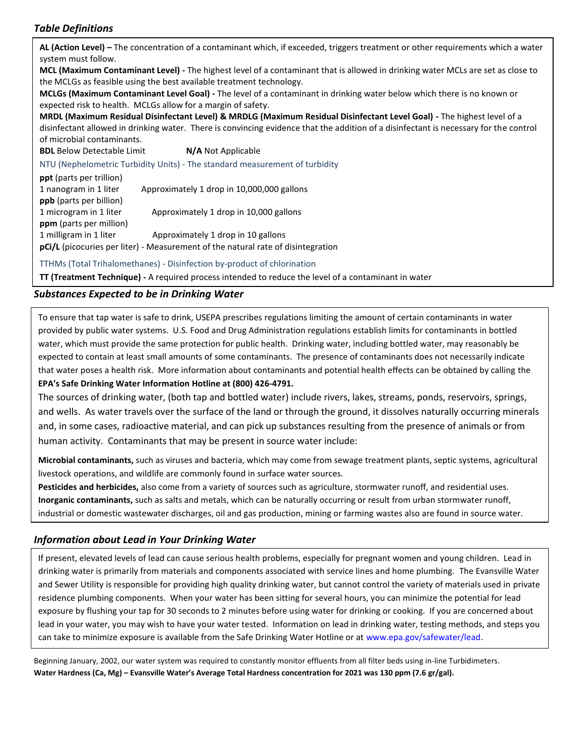### *Table Definitions*

**AL (Action Level) –** The concentration of a contaminant which, if exceeded, triggers treatment or other requirements which a water system must follow.

**MCL (Maximum Contaminant Level) -** The highest level of a contaminant that is allowed in drinking water MCLs are set as close to the MCLGs as feasible using the best available treatment technology.

**MCLGs (Maximum Contaminant Level Goal) -** The level of a contaminant in drinking water below which there is no known or expected risk to health. MCLGs allow for a margin of safety.

**MRDL (Maximum Residual Disinfectant Level) & MRDLG (Maximum Residual Disinfectant Level Goal) -** The highest level of a disinfectant allowed in drinking water. There is convincing evidence that the addition of a disinfectant is necessary for the control of microbial contaminants.

**BDL** Below Detectable Limit **N/A** Not Applicable

NTU (Nephelometric Turbidity Units) - The standard measurement of turbidity

**ppt** (parts per trillion)
1 nanogram in 1 liter Approximately 1 drop in 10,000,000 gallons

**ppb** (parts per billion)
1 microgram in 1 liter Approximately 1 drop in 10,000 gallons

**ppm** (parts per million)
1 milligram in 1 liter Approximately 1 drop in 10 gallons

**pCi/L** (picocuries per liter) - Measurement of the natural rate of disintegration

TTHMs (Total Trihalomethanes) - Disinfection by-product of chlorination

**TT (Treatment Technique) -** A required process intended to reduce the level of a contaminant in water

### *Substances Expected to be in Drinking Water*

To ensure that tap water is safe to drink, USEPA prescribes regulations limiting the amount of certain contaminants in water provided by public water systems. U.S. Food and Drug Administration regulations establish limits for contaminants in bottled water, which must provide the same protection for public health. Drinking water, including bottled water, may reasonably be expected to contain at least small amounts of some contaminants. The presence of contaminants does not necessarily indicate that water poses a health risk. More information about contaminants and potential health effects can be obtained by calling the **EPA's Safe Drinking Water Information Hotline at (800) 426-4791.**

The sources of drinking water, (both tap and bottled water) include rivers, lakes, streams, ponds, reservoirs, springs, and wells. As water travels over the surface of the land or through the ground, it dissolves naturally occurring minerals and, in some cases, radioactive material, and can pick up substances resulting from the presence of animals or from human activity. Contaminants that may be present in source water include:

**Microbial contaminants,** such as viruses and bacteria, which may come from sewage treatment plants, septic systems, agricultural livestock operations, and wildlife are commonly found in surface water sources.

**Pesticides and herbicides,** also come from a variety of sources such as agriculture, stormwater runoff, and residential uses.

**Inorganic contaminants,** such as salts and metals, which can be naturally occurring or result from urban stormwater runoff, industrial or domestic wastewater discharges, oil and gas production, mining or farming wastes also are found in source water.

### *Information about Lead in Your Drinking Water*

If present, elevated levels of lead can cause serious health problems, especially for pregnant women and young children. Lead in drinking water is primarily from materials and components associated with service lines and home plumbing. The Evansville Water and Sewer Utility is responsible for providing high quality drinking water, but cannot control the variety of materials used in private residence plumbing components. When your water has been sitting for several hours, you can minimize the potential for lead exposure by flushing your tap for 30 seconds to 2 minutes before using water for drinking or cooking. If you are concerned about lead in your water, you may wish to have your water tested. Information on lead in drinking water, testing methods, and steps you can take to minimize exposure is available from the Safe Drinking Water Hotline or at www.epa.gov/safewater/lead.

Beginning January, 2002, our water system was required to constantly monitor effluents from all filter beds using in-line Turbidimeters.

**Water Hardness (Ca, Mg) – Evansville Water's Average Total Hardness concentration for 2021 was 130 ppm (7.6 gr/gal).**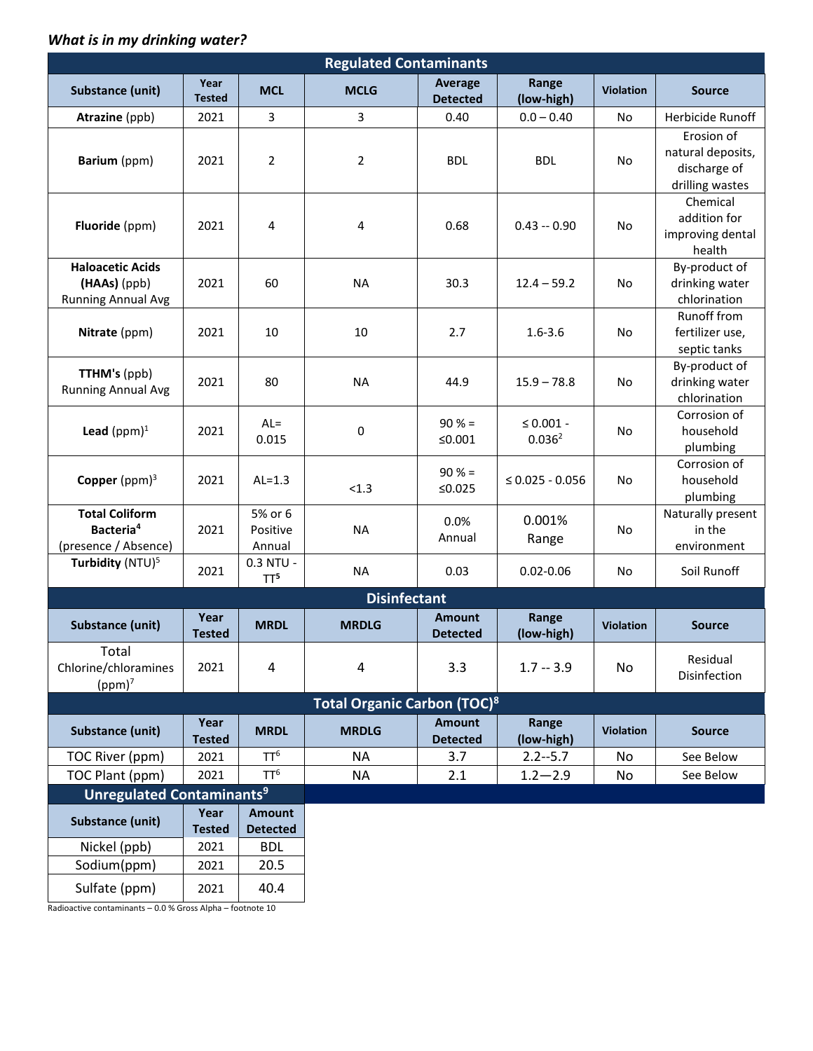***What is in my drinking water?***

| Regulated Contaminants | | | | | | | |
|---|---|---|---|---|---|---|---|
| **Substance (unit)** | **Year Tested** | **MCL** | **MCLG** | **Average Detected** | **Range (low-high)** | **Violation** | **Source** |
| **Atrazine** (ppb) | 2021 | 3 | 3 | 0.40 | 0.0 – 0.40 | No | Herbicide Runoff |
| **Barium** (ppm) | 2021 | 2 | 2 | BDL | BDL | No | Erosion of natural deposits, discharge of drilling wastes |
| **Fluoride** (ppm) | 2021 | 4 | 4 | 0.68 | 0.43 -- 0.90 | No | Chemical addition for improving dental health |
| **Haloacetic Acids (HAAs)** (ppb) Running Annual Avg | 2021 | 60 | NA | 30.3 | 12.4 – 59.2 | No | By-product of drinking water chlorination |
| **Nitrate** (ppm) | 2021 | 10 | 10 | 2.7 | 1.6-3.6 | No | Runoff from fertilizer use, septic tanks |
| **TTHM's** (ppb) Running Annual Avg | 2021 | 80 | NA | 44.9 | 15.9 – 78.8 | No | By-product of drinking water chlorination |
| **Lead** (ppm)[1] | 2021 | AL= 0.015 | 0 | 90 % = ≤0.001 | ≤ 0.001 - 0.036[2] | No | Corrosion of household plumbing |
| **Copper** (ppm)[3] | 2021 | AL=1.3 | <1.3 | 90 % = ≤0.025 | ≤ 0.025 - 0.056 | No | Corrosion of household plumbing |
| **Total Coliform Bacteria[4]** (presence / Absence) | 2021 | 5% or 6 Positive Annual | NA | 0.0% Annual | 0.001% Range | No | Naturally present in the environment |
| **Turbidity** (NTU)[5] | 2021 | 0.3 NTU - TT[5] | NA | 0.03 | 0.02-0.06 | No | Soil Runoff |

| Disinfectant | | | | | | | |
|---|---|---|---|---|---|---|---|
| **Substance (unit)** | **Year Tested** | **MRDL** | **MRDLG** | **Amount Detected** | **Range (low-high)** | **Violation** | **Source** |
| Total Chlorine/chloramines (ppm)[7] | 2021 | 4 | 4 | 3.3 | 1.7 -- 3.9 | No | Residual Disinfection |

| Total Organic Carbon (TOC)[8] | | | | | | | |
|---|---|---|---|---|---|---|---|
| **Substance (unit)** | **Year Tested** | **MRDL** | **MRDLG** | **Amount Detected** | **Range (low-high)** | **Violation** | **Source** |
| TOC River (ppm) | 2021 | TT[6] | NA | 3.7 | 2.2--5.7 | No | See Below |
| TOC Plant (ppm) | 2021 | TT[6] | NA | 2.1 | 1.2—2.9 | No | See Below |

| Unregulated Contaminants[9] | | |
|---|---|---|
| **Substance (unit)** | **Year Tested** | **Amount Detected** |
| Nickel (ppb) | 2021 | BDL |
| Sodium(ppm) | 2021 | 20.5 |
| Sulfate (ppm) | 2021 | 40.4 |

Radioactive contaminants – 0.0 % Gross Alpha – footnote 10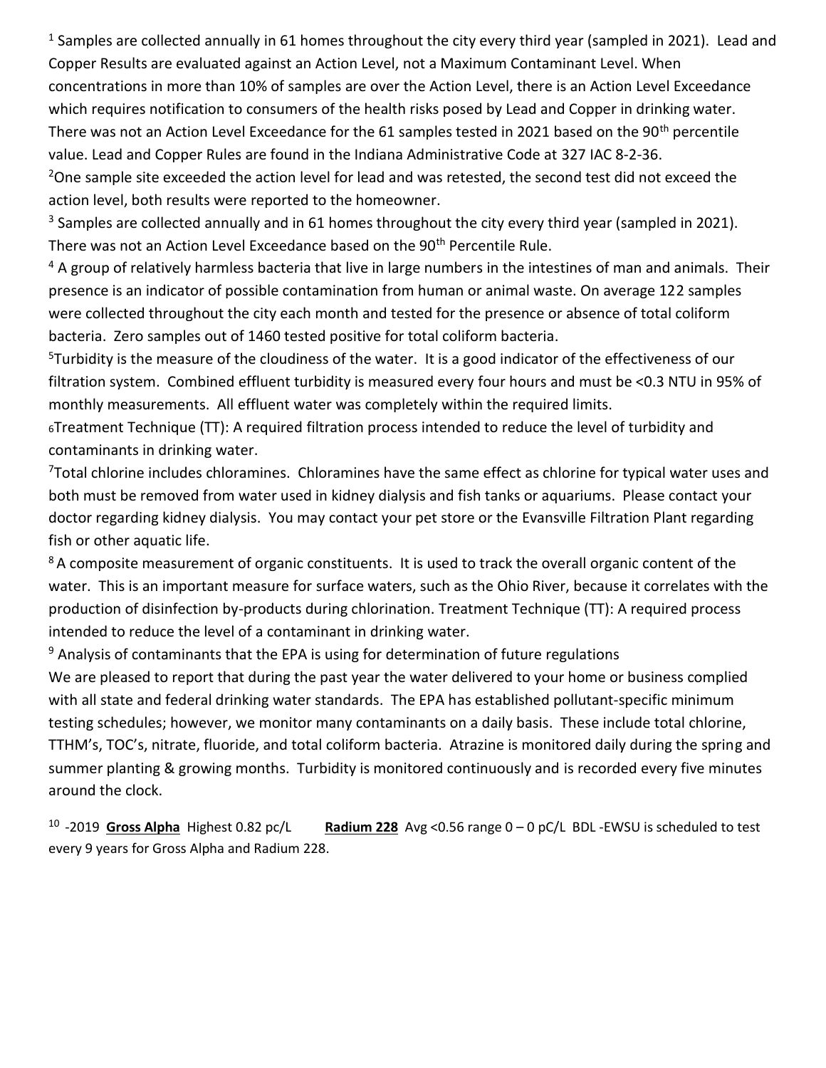[1] Samples are collected annually in 61 homes throughout the city every third year (sampled in 2021). Lead and Copper Results are evaluated against an Action Level, not a Maximum Contaminant Level. When concentrations in more than 10% of samples are over the Action Level, there is an Action Level Exceedance which requires notification to consumers of the health risks posed by Lead and Copper in drinking water. There was not an Action Level Exceedance for the 61 samples tested in 2021 based on the 90th percentile value. Lead and Copper Rules are found in the Indiana Administrative Code at 327 IAC 8-2-36.

[2] One sample site exceeded the action level for lead and was retested, the second test did not exceed the action level, both results were reported to the homeowner.

[3] Samples are collected annually and in 61 homes throughout the city every third year (sampled in 2021). There was not an Action Level Exceedance based on the 90th Percentile Rule.

[4] A group of relatively harmless bacteria that live in large numbers in the intestines of man and animals. Their presence is an indicator of possible contamination from human or animal waste. On average 122 samples were collected throughout the city each month and tested for the presence or absence of total coliform bacteria. Zero samples out of 1460 tested positive for total coliform bacteria.

[5] Turbidity is the measure of the cloudiness of the water. It is a good indicator of the effectiveness of our filtration system. Combined effluent turbidity is measured every four hours and must be <0.3 NTU in 95% of monthly measurements. All effluent water was completely within the required limits.

[6] Treatment Technique (TT): A required filtration process intended to reduce the level of turbidity and contaminants in drinking water.

[7] Total chlorine includes chloramines. Chloramines have the same effect as chlorine for typical water uses and both must be removed from water used in kidney dialysis and fish tanks or aquariums. Please contact your doctor regarding kidney dialysis. You may contact your pet store or the Evansville Filtration Plant regarding fish or other aquatic life.

[8] A composite measurement of organic constituents. It is used to track the overall organic content of the water. This is an important measure for surface waters, such as the Ohio River, because it correlates with the production of disinfection by-products during chlorination. Treatment Technique (TT): A required process intended to reduce the level of a contaminant in drinking water.

[9] Analysis of contaminants that the EPA is using for determination of future regulations

We are pleased to report that during the past year the water delivered to your home or business complied with all state and federal drinking water standards. The EPA has established pollutant-specific minimum testing schedules; however, we monitor many contaminants on a daily basis. These include total chlorine, TTHM's, TOC's, nitrate, fluoride, and total coliform bacteria. Atrazine is monitored daily during the spring and summer planting & growing months. Turbidity is monitored continuously and is recorded every five minutes around the clock.

[10] -2019 **Gross Alpha** Highest 0.82 pc/L **Radium 228** Avg <0.56 range 0 – 0 pC/L BDL -EWSU is scheduled to test every 9 years for Gross Alpha and Radium 228.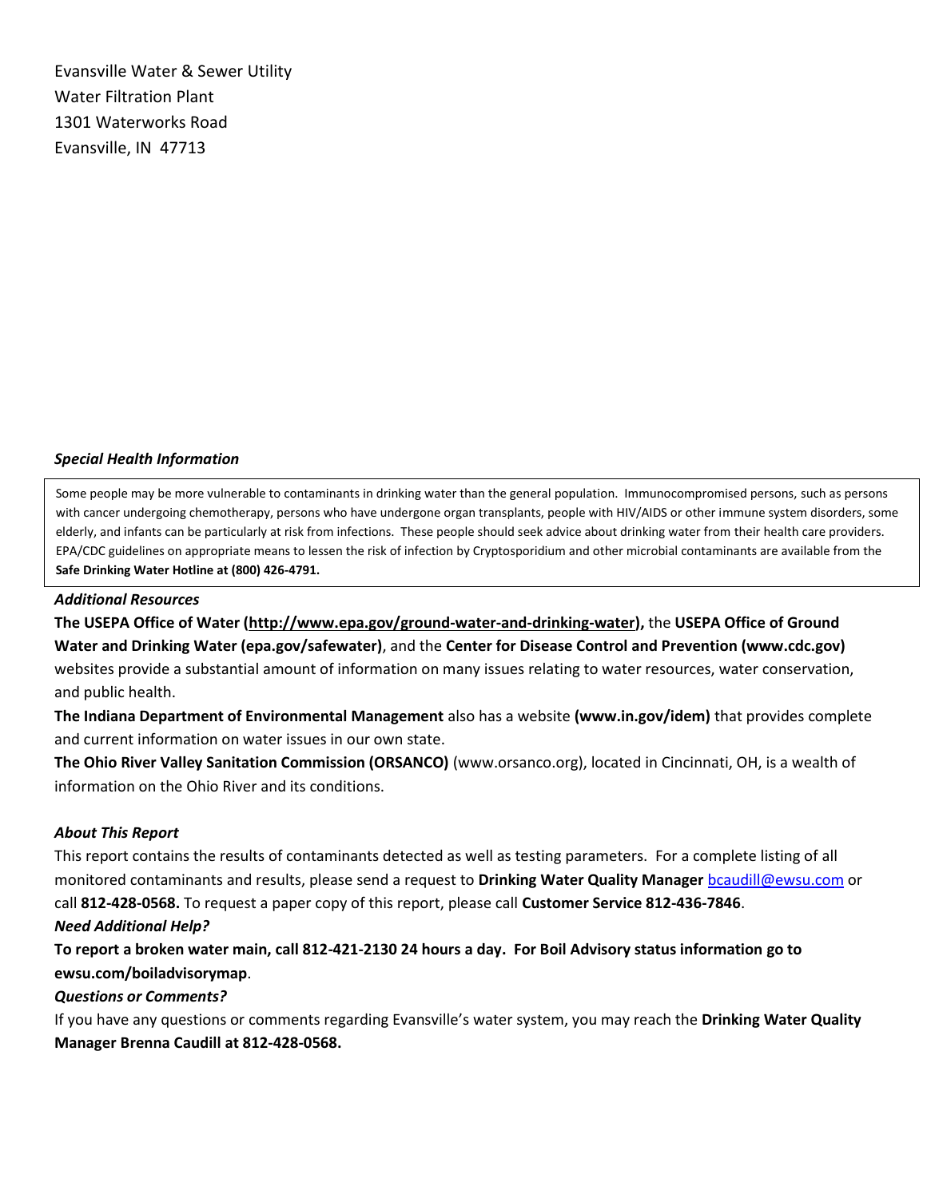Evansville Water & Sewer Utility
Water Filtration Plant
1301 Waterworks Road
Evansville, IN 47713

### *Special Health Information*

Some people may be more vulnerable to contaminants in drinking water than the general population. Immunocompromised persons, such as persons with cancer undergoing chemotherapy, persons who have undergone organ transplants, people with HIV/AIDS or other immune system disorders, some elderly, and infants can be particularly at risk from infections. These people should seek advice about drinking water from their health care providers. EPA/CDC guidelines on appropriate means to lessen the risk of infection by Cryptosporidium and other microbial contaminants are available from the **Safe Drinking Water Hotline at (800) 426-4791.**

### *Additional Resources*

**The USEPA Office of Water (http://www.epa.gov/ground-water-and-drinking-water),** the **USEPA Office of Ground Water and Drinking Water (epa.gov/safewater)**, and the **Center for Disease Control and Prevention (www.cdc.gov)** websites provide a substantial amount of information on many issues relating to water resources, water conservation, and public health.

**The Indiana Department of Environmental Management** also has a website **(www.in.gov/idem)** that provides complete and current information on water issues in our own state.

**The Ohio River Valley Sanitation Commission (ORSANCO)** (www.orsanco.org), located in Cincinnati, OH, is a wealth of information on the Ohio River and its conditions.

### *About This Report*

This report contains the results of contaminants detected as well as testing parameters. For a complete listing of all monitored contaminants and results, please send a request to **Drinking Water Quality Manager** bcaudill@ewsu.com or call **812-428-0568.** To request a paper copy of this report, please call **Customer Service 812-436-7846**.

### *Need Additional Help?*

**To report a broken water main, call 812-421-2130 24 hours a day. For Boil Advisory status information go to ewsu.com/boiladvisorymap**.

### *Questions or Comments?*

If you have any questions or comments regarding Evansville's water system, you may reach the **Drinking Water Quality Manager Brenna Caudill at 812-428-0568.**